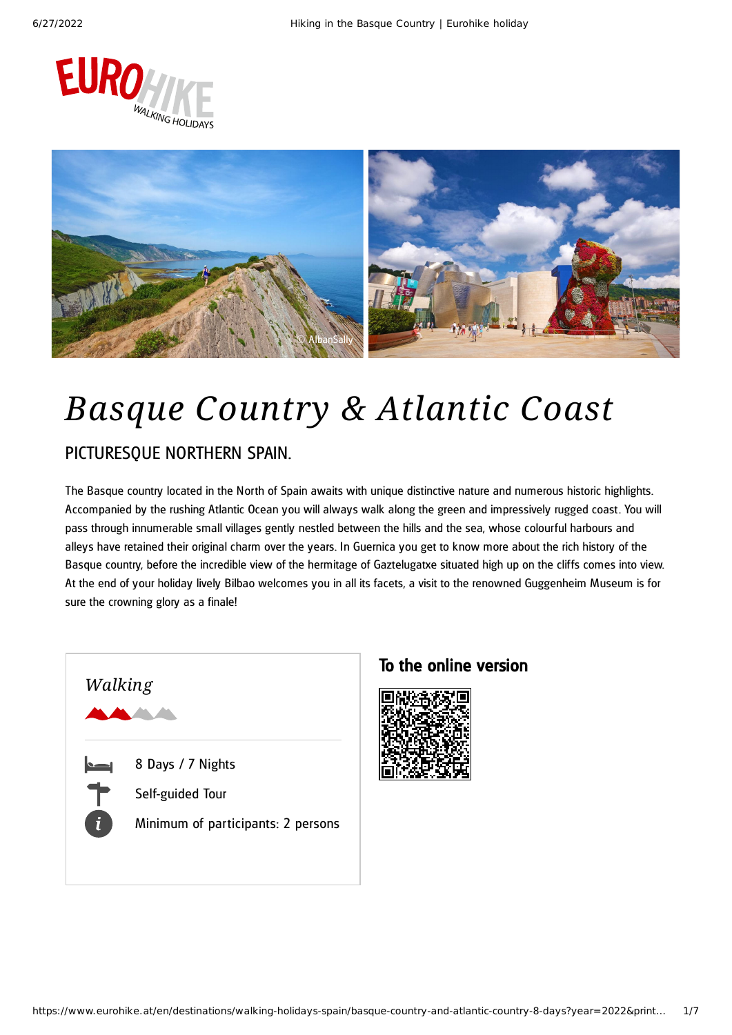# *Basque Country & Atlantic Coast*

## PICTURESQUE NORTHERN SPAIN.

The Basque country located in the North of Spain awaits with unique distinctive nature and numerous historic highlights. Accompanied by the rushing Atlantic Ocean you will always walk along the green and impressively rugged coast. You will pass through innumerable small villages gently nestled between the hills and the sea, whose colourful harbours and alleys have retained their original charm over the years. In Guernica you get to know more about the rich history of the Basque country, before the incredible view of the hermitage of Gaztelugatxe situated high up on the cliffs comes into view. At the end of your holiday lively Bilbao welcomes you in all its facets, a visit to the renowned Guggenheim Museum is for sure the crowning glory as a finale!

*Walking*

8 Days / 7 Nights

Self-guided Tour

Minimum of participants: 2 persons

**To the online version**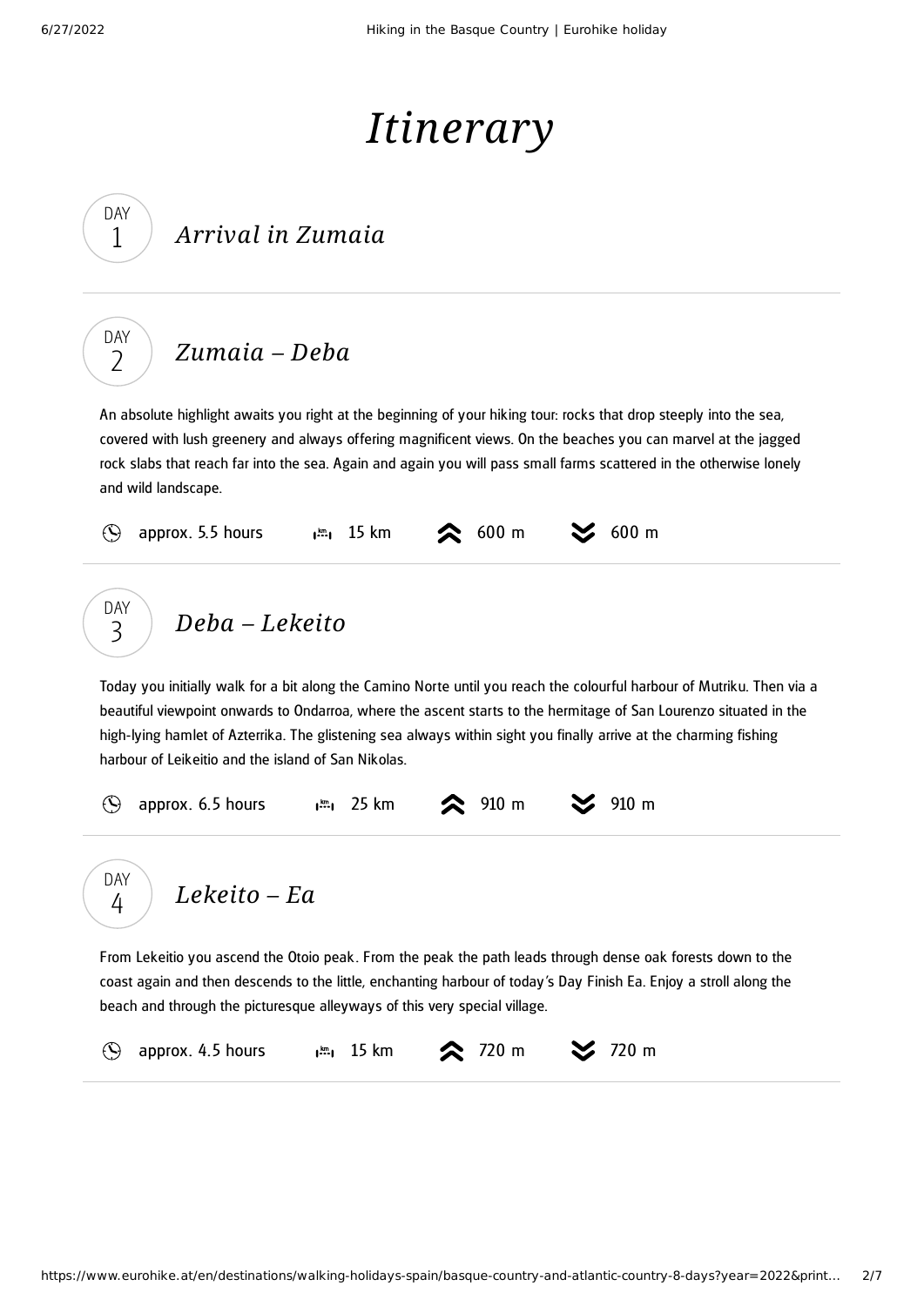# *Itinerary*

## DAY 1 — *Arrival in Zumaia*

## DAY 2 — *Zumaia – Deba*

An absolute highlight awaits you right at the beginning of your hiking tour: rocks that drop steeply into the sea, covered with lush greenery and always offering magnificent views. On the beaches you can marvel at the jagged rock slabs that reach far into the sea. Again and again you will pass small farms scattered in the otherwise lonely and wild landscape.

approx. 5.5 hours | 15 km | 600 m ascent | 600 m descent

## DAY 3 — *Deba – Lekeito*

Today you initially walk for a bit along the Camino Norte until you reach the colourful harbour of Mutriku. Then via a beautiful viewpoint onwards to Ondarroa, where the ascent starts to the hermitage of San Lourenzo situated in the high-lying hamlet of Azterrika. The glistening sea always within sight you finally arrive at the charming fishing harbour of Leikeitio and the island of San Nikolas.

approx. 6.5 hours | 25 km | 910 m ascent | 910 m descent

## DAY 4 — *Lekeito – Ea*

From Lekeitio you ascend the Otoio peak. From the peak the path leads through dense oak forests down to the coast again and then descends to the little, enchanting harbour of today's Day Finish Ea. Enjoy a stroll along the beach and through the picturesque alleyways of this very special village.

approx. 4.5 hours | 15 km | 720 m ascent | 720 m descent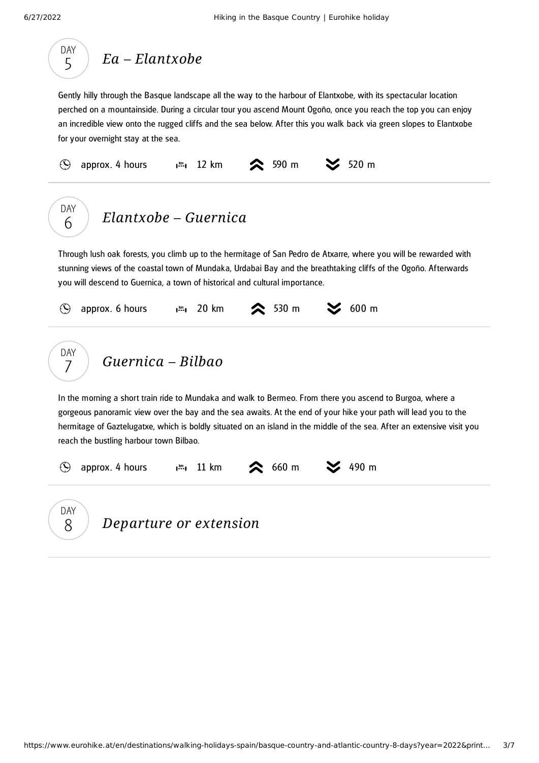## DAY 5 — *Ea – Elantxobe*

Gently hilly through the Basque landscape all the way to the harbour of Elantxobe, with its spectacular location perched on a mountainside. During a circular tour you ascend Mount Ogoño, once you reach the top you can enjoy an incredible view onto the rugged cliffs and the sea below. After this you walk back via green slopes to Elantxobe for your overnight stay at the sea.

approx. 4 hours | 12 km | 590 m | 520 m

---

## DAY 6 — *Elantxobe – Guernica*

Through lush oak forests, you climb up to the hermitage of San Pedro de Atxarre, where you will be rewarded with stunning views of the coastal town of Mundaka, Urdabai Bay and the breathtaking cliffs of the Ogoño. Afterwards you will descend to Guernica, a town of historical and cultural importance.

approx. 6 hours | 20 km | 530 m | 600 m

---

## DAY 7 — *Guernica – Bilbao*

In the morning a short train ride to Mundaka and walk to Bermeo. From there you ascend to Burgoa, where a gorgeous panoramic view over the bay and the sea awaits. At the end of your hike your path will lead you to the hermitage of Gaztelugatxe, which is boldly situated on an island in the middle of the sea. After an extensive visit you reach the bustling harbour town Bilbao.

approx. 4 hours | 11 km | 660 m | 490 m

---

## DAY 8 — *Departure or extension*

---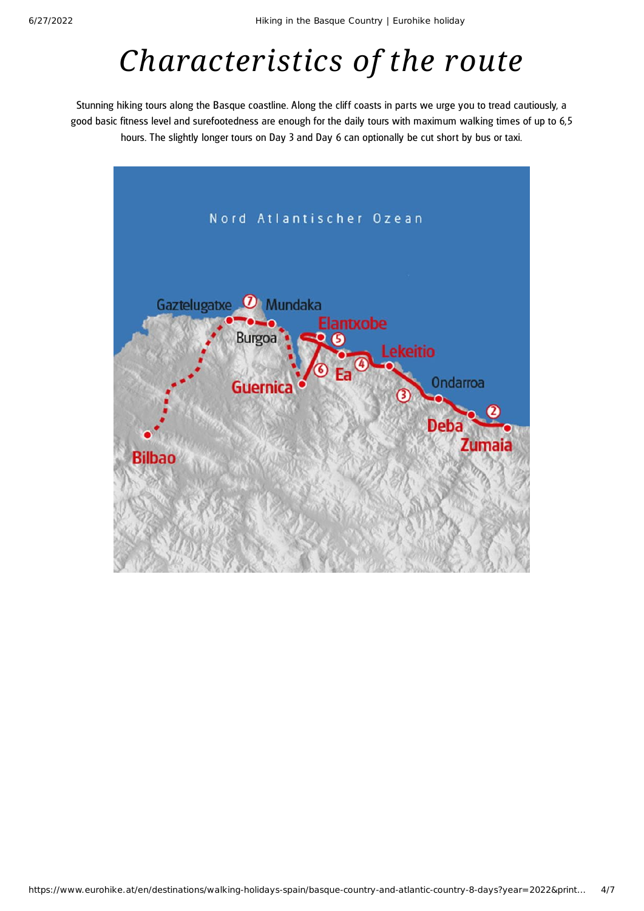# *Characteristics of the route*

Stunning hiking tours along the Basque coastline. Along the cliff coasts in parts we urge you to tread cautiously, a good basic fitness level and surefootedness are enough for the daily tours with maximum walking times of up to 6,5 hours. The slightly longer tours on Day 3 and Day 6 can optionally be cut short by bus or taxi.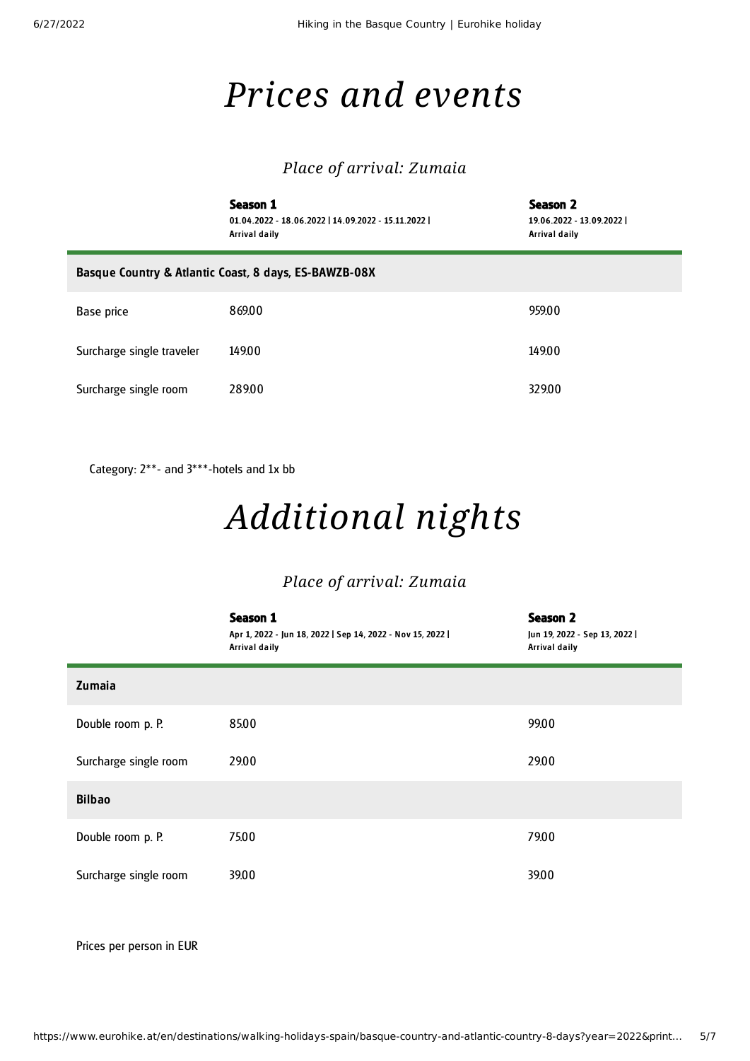# *Prices and events*

### *Place of arrival: Zumaia*

| | **Season 1**<br>01.04.2022 - 18.06.2022 \| 14.09.2022 - 15.11.2022 \|<br>Arrival daily | **Season 2**<br>19.06.2022 - 13.09.2022 \|<br>Arrival daily |
|---|---|---|
| **Basque Country & Atlantic Coast, 8 days, ES-BAWZB-08X** | | |
| Base price | 869.00 | 959.00 |
| Surcharge single traveler | 149.00 | 149.00 |
| Surcharge single room | 289.00 | 329.00 |

Category: 2**- and 3***-hotels and 1x bb

# *Additional nights*

### *Place of arrival: Zumaia*

| | **Season 1**<br>Apr 1, 2022 - Jun 18, 2022 \| Sep 14, 2022 - Nov 15, 2022 \|<br>Arrival daily | **Season 2**<br>Jun 19, 2022 - Sep 13, 2022 \|<br>Arrival daily |
|---|---|---|
| **Zumaia** | | |
| Double room p. P. | 85.00 | 99.00 |
| Surcharge single room | 29.00 | 29.00 |
| **Bilbao** | | |
| Double room p. P. | 75.00 | 79.00 |
| Surcharge single room | 39.00 | 39.00 |

Prices per person in EUR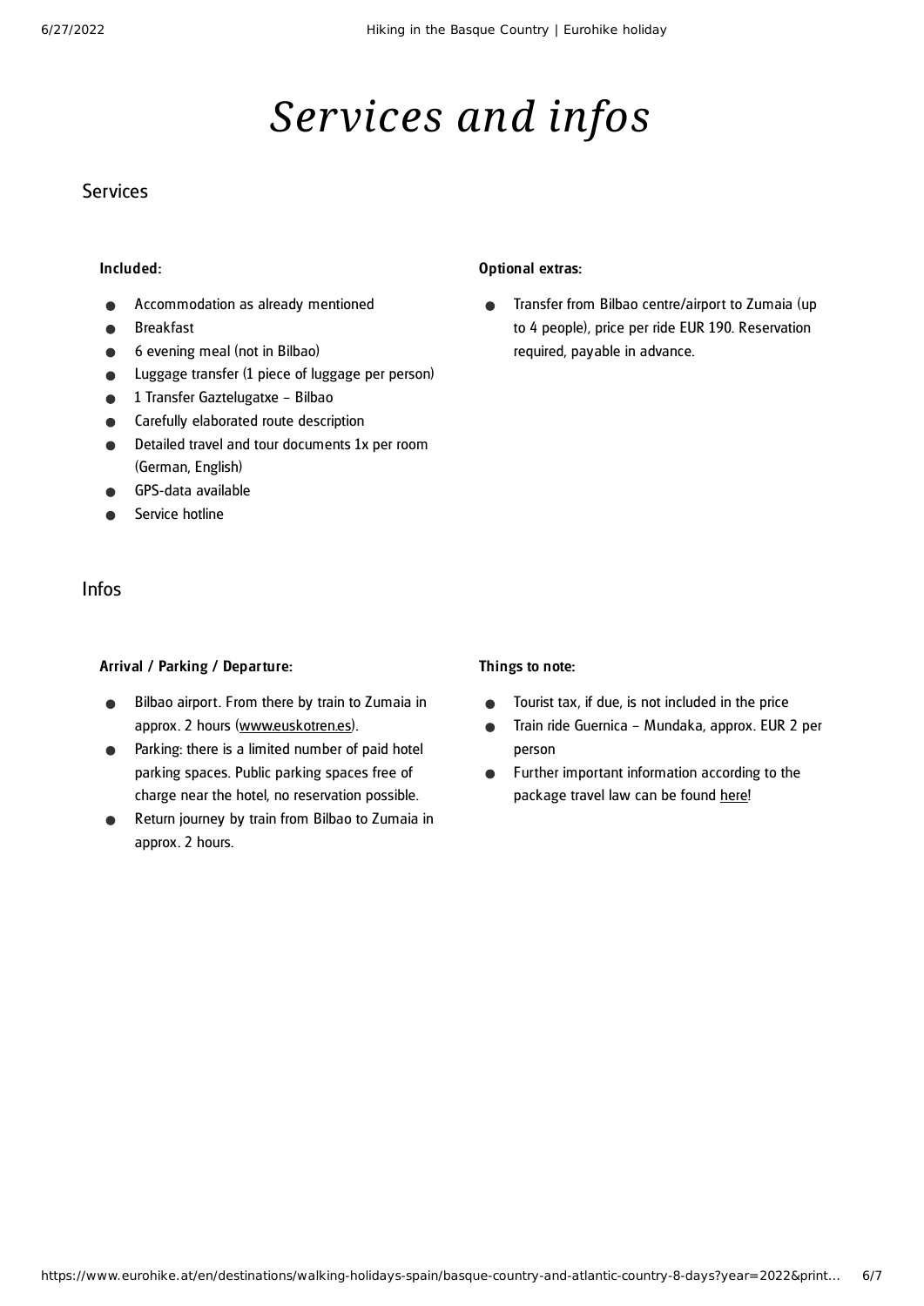# Services and infos

## Services

### Included:

- Accommodation as already mentioned
- Breakfast
- 6 evening meal (not in Bilbao)
- Luggage transfer (1 piece of luggage per person)
- 1 Transfer Gaztelugatxe – Bilbao
- Carefully elaborated route description
- Detailed travel and tour documents 1x per room (German, English)
- GPS-data available
- Service hotline

### Optional extras:

- Transfer from Bilbao centre/airport to Zumaia (up to 4 people), price per ride EUR 190. Reservation required, payable in advance.

## Infos

### Arrival / Parking / Departure:

- Bilbao airport. From there by train to Zumaia in approx. 2 hours (www.euskotren.es).
- Parking: there is a limited number of paid hotel parking spaces. Public parking spaces free of charge near the hotel, no reservation possible.
- Return journey by train from Bilbao to Zumaia in approx. 2 hours.

### Things to note:

- Tourist tax, if due, is not included in the price
- Train ride Guernica – Mundaka, approx. EUR 2 per person
- Further important information according to the package travel law can be found here!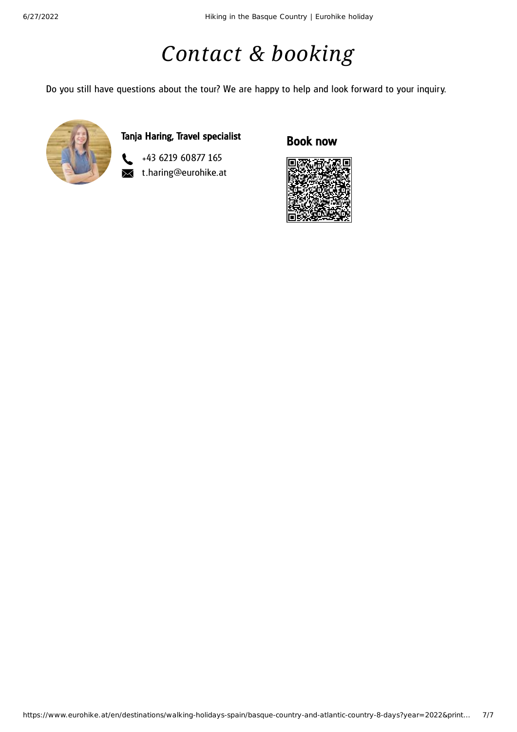# *Contact & booking*

Do you still have questions about the tour? We are happy to help and look forward to your inquiry.

**Tanja Haring, Travel specialist**

+43 6219 60877 165

t.haring@eurohike.at

**Book now**